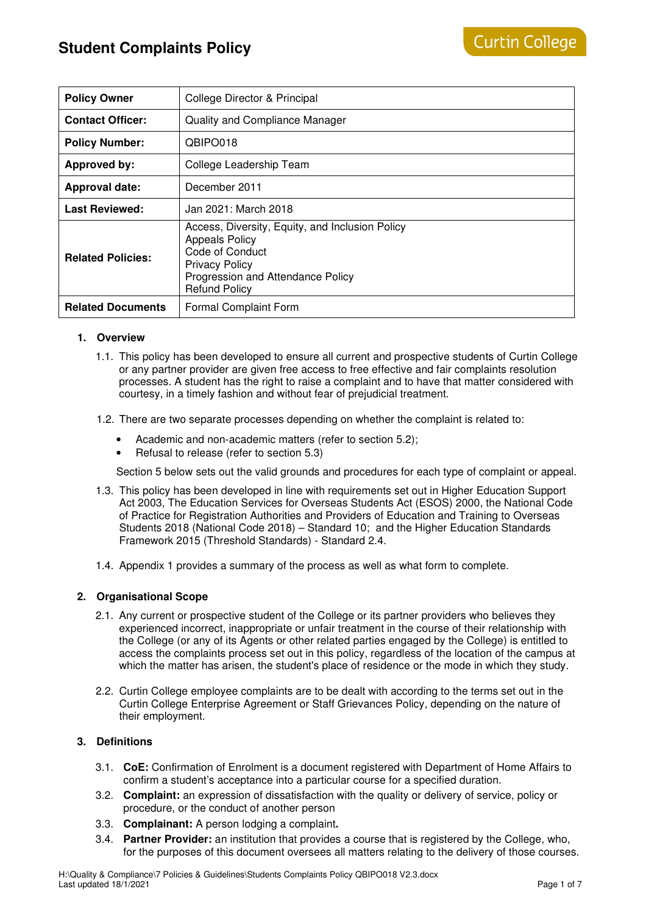# Student Complaints Policy

| Policy Owner | College Director & Principal |
|---|---|
| **Contact Officer:** | Quality and Compliance Manager |
| **Policy Number:** | QBIPO018 |
| **Approved by:** | College Leadership Team |
| **Approval date:** | December 2011 |
| **Last Reviewed:** | Jan 2021: March 2018 |
| **Related Policies:** | Access, Diversity, Equity, and Inclusion Policy<br>Appeals Policy<br>Code of Conduct<br>Privacy Policy<br>Progression and Attendance Policy<br>Refund Policy |
| **Related Documents** | Formal Complaint Form |

## 1. Overview

1.1. This policy has been developed to ensure all current and prospective students of Curtin College or any partner provider are given free access to free effective and fair complaints resolution processes. A student has the right to raise a complaint and to have that matter considered with courtesy, in a timely fashion and without fear of prejudicial treatment.

1.2. There are two separate processes depending on whether the complaint is related to:

- Academic and non-academic matters (refer to section 5.2);
- Refusal to release (refer to section 5.3)

Section 5 below sets out the valid grounds and procedures for each type of complaint or appeal.

1.3. This policy has been developed in line with requirements set out in Higher Education Support Act 2003, The Education Services for Overseas Students Act (ESOS) 2000, the National Code of Practice for Registration Authorities and Providers of Education and Training to Overseas Students 2018 (National Code 2018) – Standard 10; and the Higher Education Standards Framework 2015 (Threshold Standards) - Standard 2.4.

1.4. Appendix 1 provides a summary of the process as well as what form to complete.

## 2. Organisational Scope

2.1. Any current or prospective student of the College or its partner providers who believes they experienced incorrect, inappropriate or unfair treatment in the course of their relationship with the College (or any of its Agents or other related parties engaged by the College) is entitled to access the complaints process set out in this policy, regardless of the location of the campus at which the matter has arisen, the student's place of residence or the mode in which they study.

2.2. Curtin College employee complaints are to be dealt with according to the terms set out in the Curtin College Enterprise Agreement or Staff Grievances Policy, depending on the nature of their employment.

## 3. Definitions

3.1. **CoE:** Confirmation of Enrolment is a document registered with Department of Home Affairs to confirm a student's acceptance into a particular course for a specified duration.

3.2. **Complaint:** an expression of dissatisfaction with the quality or delivery of service, policy or procedure, or the conduct of another person

3.3. **Complainant:** A person lodging a complaint**.**

3.4. **Partner Provider:** an institution that provides a course that is registered by the College, who, for the purposes of this document oversees all matters relating to the delivery of those courses.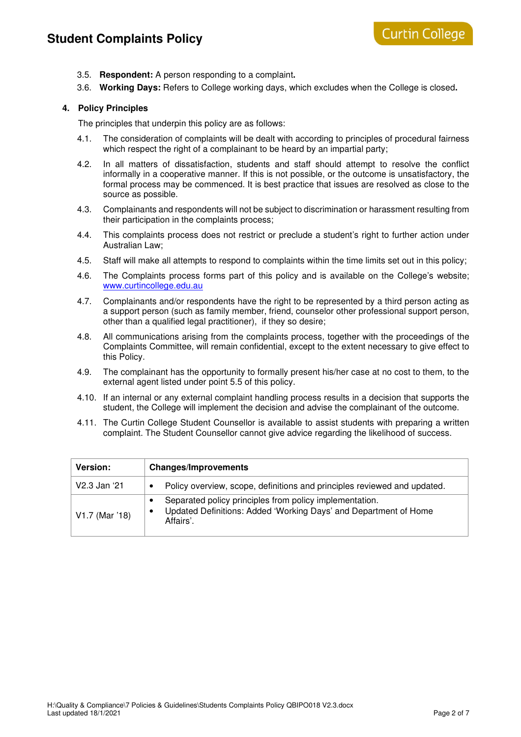3.5. **Respondent:** A person responding to a complaint**.**

3.6. **Working Days:** Refers to College working days, which excludes when the College is closed**.**

## 4. Policy Principles

The principles that underpin this policy are as follows:

4.1. The consideration of complaints will be dealt with according to principles of procedural fairness which respect the right of a complainant to be heard by an impartial party;

4.2. In all matters of dissatisfaction, students and staff should attempt to resolve the conflict informally in a cooperative manner. If this is not possible, or the outcome is unsatisfactory, the formal process may be commenced. It is best practice that issues are resolved as close to the source as possible.

4.3. Complainants and respondents will not be subject to discrimination or harassment resulting from their participation in the complaints process;

4.4. This complaints process does not restrict or preclude a student's right to further action under Australian Law;

4.5. Staff will make all attempts to respond to complaints within the time limits set out in this policy;

4.6. The Complaints process forms part of this policy and is available on the College's website; [www.curtincollege.edu.au](http://www.curtincollege.edu.au)

4.7. Complainants and/or respondents have the right to be represented by a third person acting as a support person (such as family member, friend, counselor other professional support person, other than a qualified legal practitioner), if they so desire;

4.8. All communications arising from the complaints process, together with the proceedings of the Complaints Committee, will remain confidential, except to the extent necessary to give effect to this Policy.

4.9. The complainant has the opportunity to formally present his/her case at no cost to them, to the external agent listed under point 5.5 of this policy.

4.10. If an internal or any external complaint handling process results in a decision that supports the student, the College will implement the decision and advise the complainant of the outcome.

4.11. The Curtin College Student Counsellor is available to assist students with preparing a written complaint. The Student Counsellor cannot give advice regarding the likelihood of success.

| Version: | Changes/Improvements |
|---|---|
| V2.3 Jan '21 | • Policy overview, scope, definitions and principles reviewed and updated. |
| V1.7 (Mar '18) | • Separated policy principles from policy implementation.<br>• Updated Definitions: Added 'Working Days' and Department of Home Affairs'. |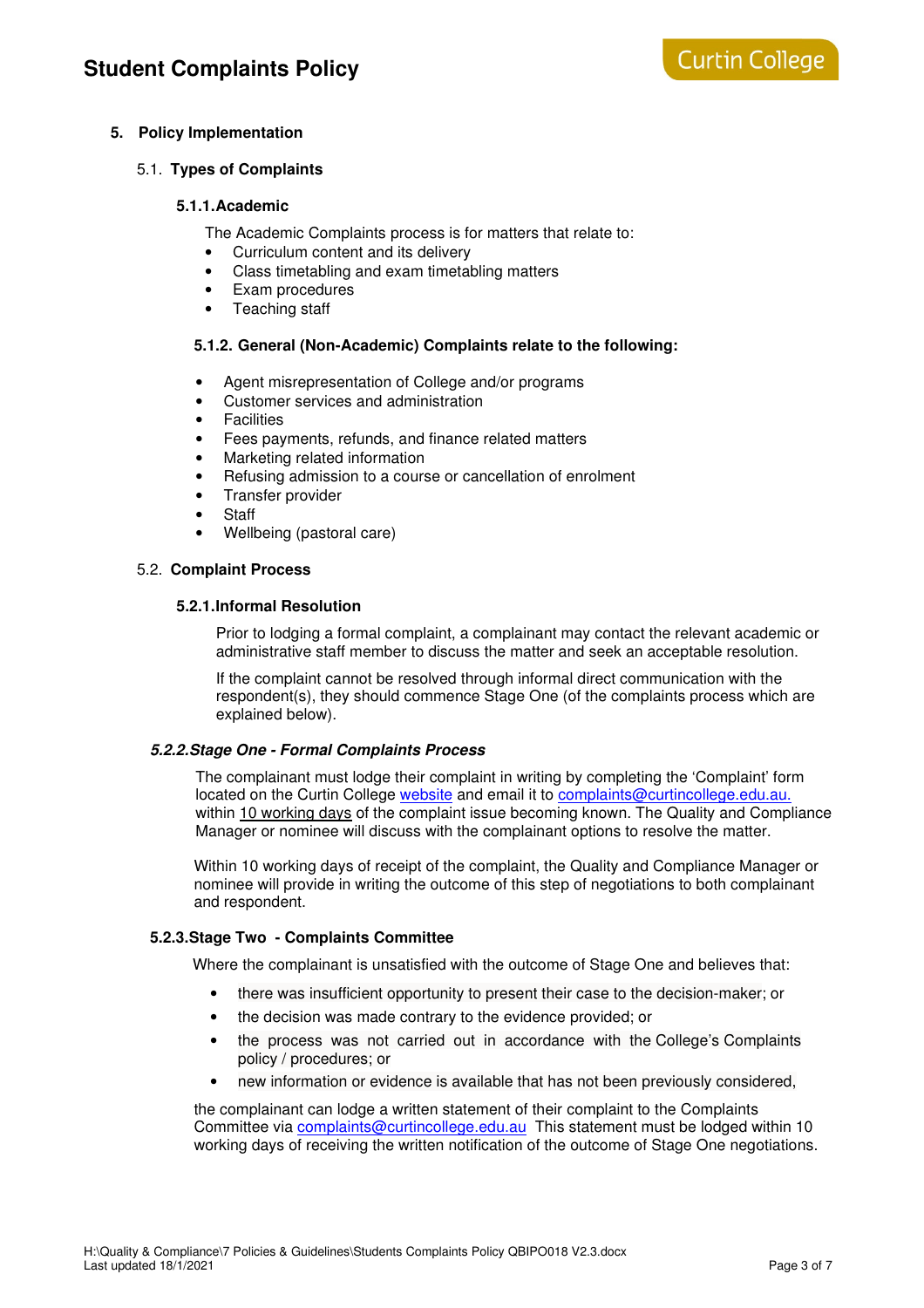## 5. Policy Implementation

### 5.1. Types of Complaints

#### 5.1.1. Academic

The Academic Complaints process is for matters that relate to:

- Curriculum content and its delivery
- Class timetabling and exam timetabling matters
- Exam procedures
- Teaching staff

#### 5.1.2. General (Non-Academic) Complaints relate to the following:

- Agent misrepresentation of College and/or programs
- Customer services and administration
- Facilities
- Fees payments, refunds, and finance related matters
- Marketing related information
- Refusing admission to a course or cancellation of enrolment
- Transfer provider
- Staff
- Wellbeing (pastoral care)

### 5.2. Complaint Process

#### 5.2.1. Informal Resolution

Prior to lodging a formal complaint, a complainant may contact the relevant academic or administrative staff member to discuss the matter and seek an acceptable resolution.

If the complaint cannot be resolved through informal direct communication with the respondent(s), they should commence Stage One (of the complaints process which are explained below).

#### *5.2.2. Stage One - Formal Complaints Process*

The complainant must lodge their complaint in writing by completing the 'Complaint' form located on the Curtin College [website](website) and email it to [complaints@curtincollege.edu.au.](mailto:complaints@curtincollege.edu.au) within 10 working days of the complaint issue becoming known. The Quality and Compliance Manager or nominee will discuss with the complainant options to resolve the matter.

Within 10 working days of receipt of the complaint, the Quality and Compliance Manager or nominee will provide in writing the outcome of this step of negotiations to both complainant and respondent.

#### 5.2.3. Stage Two - Complaints Committee

Where the complainant is unsatisfied with the outcome of Stage One and believes that:

- there was insufficient opportunity to present their case to the decision-maker; or
- the decision was made contrary to the evidence provided; or
- the process was not carried out in accordance with the College's Complaints policy / procedures; or
- new information or evidence is available that has not been previously considered,

the complainant can lodge a written statement of their complaint to the Complaints Committee via [complaints@curtincollege.edu.au](mailto:complaints@curtincollege.edu.au) This statement must be lodged within 10 working days of receiving the written notification of the outcome of Stage One negotiations.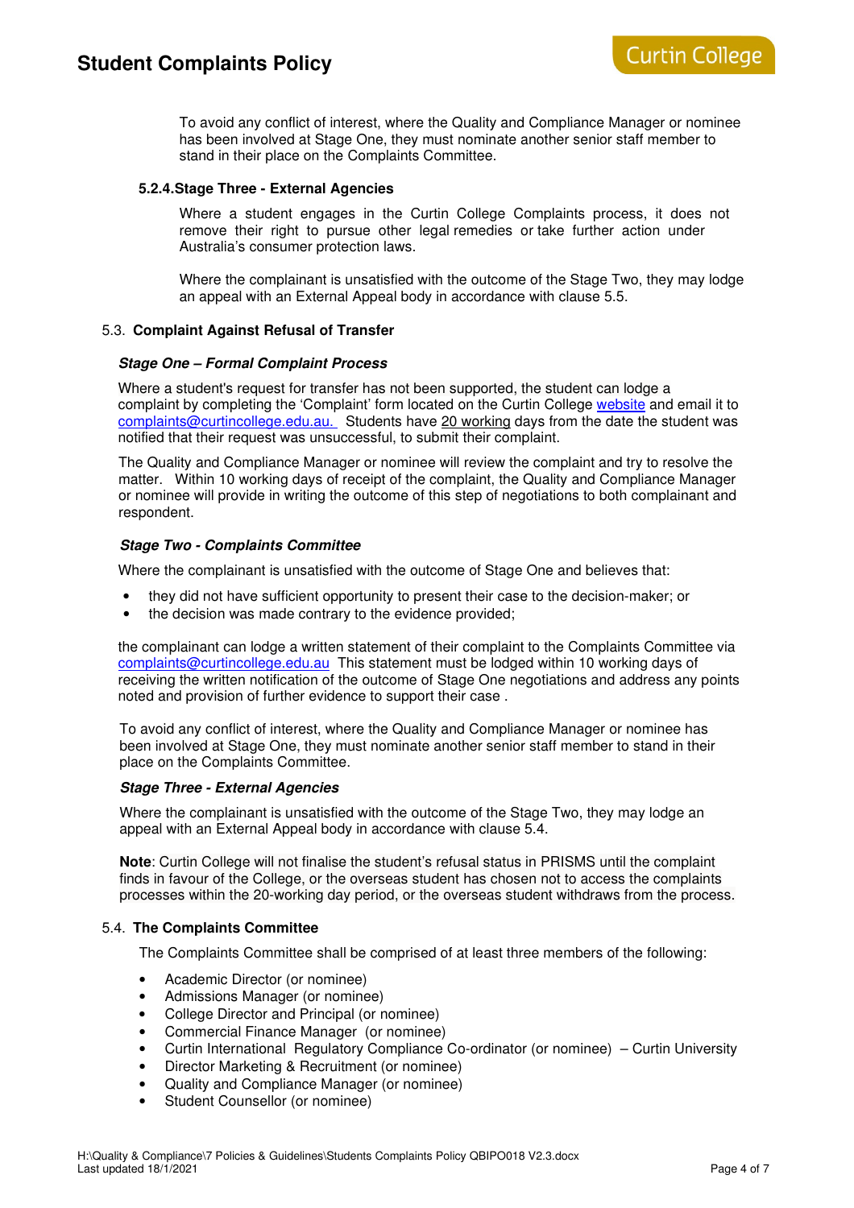To avoid any conflict of interest, where the Quality and Compliance Manager or nominee has been involved at Stage One, they must nominate another senior staff member to stand in their place on the Complaints Committee.

#### 5.2.4. Stage Three - External Agencies

Where a student engages in the Curtin College Complaints process, it does not remove their right to pursue other legal remedies or take further action under Australia's consumer protection laws.

Where the complainant is unsatisfied with the outcome of the Stage Two, they may lodge an appeal with an External Appeal body in accordance with clause 5.5.

### 5.3. Complaint Against Refusal of Transfer

***Stage One – Formal Complaint Process***

Where a student's request for transfer has not been supported, the student can lodge a complaint by completing the 'Complaint' form located on the Curtin College website and email it to complaints@curtincollege.edu.au. Students have 20 working days from the date the student was notified that their request was unsuccessful, to submit their complaint.

The Quality and Compliance Manager or nominee will review the complaint and try to resolve the matter. Within 10 working days of receipt of the complaint, the Quality and Compliance Manager or nominee will provide in writing the outcome of this step of negotiations to both complainant and respondent.

***Stage Two - Complaints Committee***

Where the complainant is unsatisfied with the outcome of Stage One and believes that:

- they did not have sufficient opportunity to present their case to the decision-maker; or
- the decision was made contrary to the evidence provided;

the complainant can lodge a written statement of their complaint to the Complaints Committee via complaints@curtincollege.edu.au This statement must be lodged within 10 working days of receiving the written notification of the outcome of Stage One negotiations and address any points noted and provision of further evidence to support their case .

To avoid any conflict of interest, where the Quality and Compliance Manager or nominee has been involved at Stage One, they must nominate another senior staff member to stand in their place on the Complaints Committee.

***Stage Three - External Agencies***

Where the complainant is unsatisfied with the outcome of the Stage Two, they may lodge an appeal with an External Appeal body in accordance with clause 5.4.

**Note**: Curtin College will not finalise the student's refusal status in PRISMS until the complaint finds in favour of the College, or the overseas student has chosen not to access the complaints processes within the 20-working day period, or the overseas student withdraws from the process.

### 5.4. The Complaints Committee

The Complaints Committee shall be comprised of at least three members of the following:

- Academic Director (or nominee)
- Admissions Manager (or nominee)
- College Director and Principal (or nominee)
- Commercial Finance Manager (or nominee)
- Curtin International Regulatory Compliance Co-ordinator (or nominee) – Curtin University
- Director Marketing & Recruitment (or nominee)
- Quality and Compliance Manager (or nominee)
- Student Counsellor (or nominee)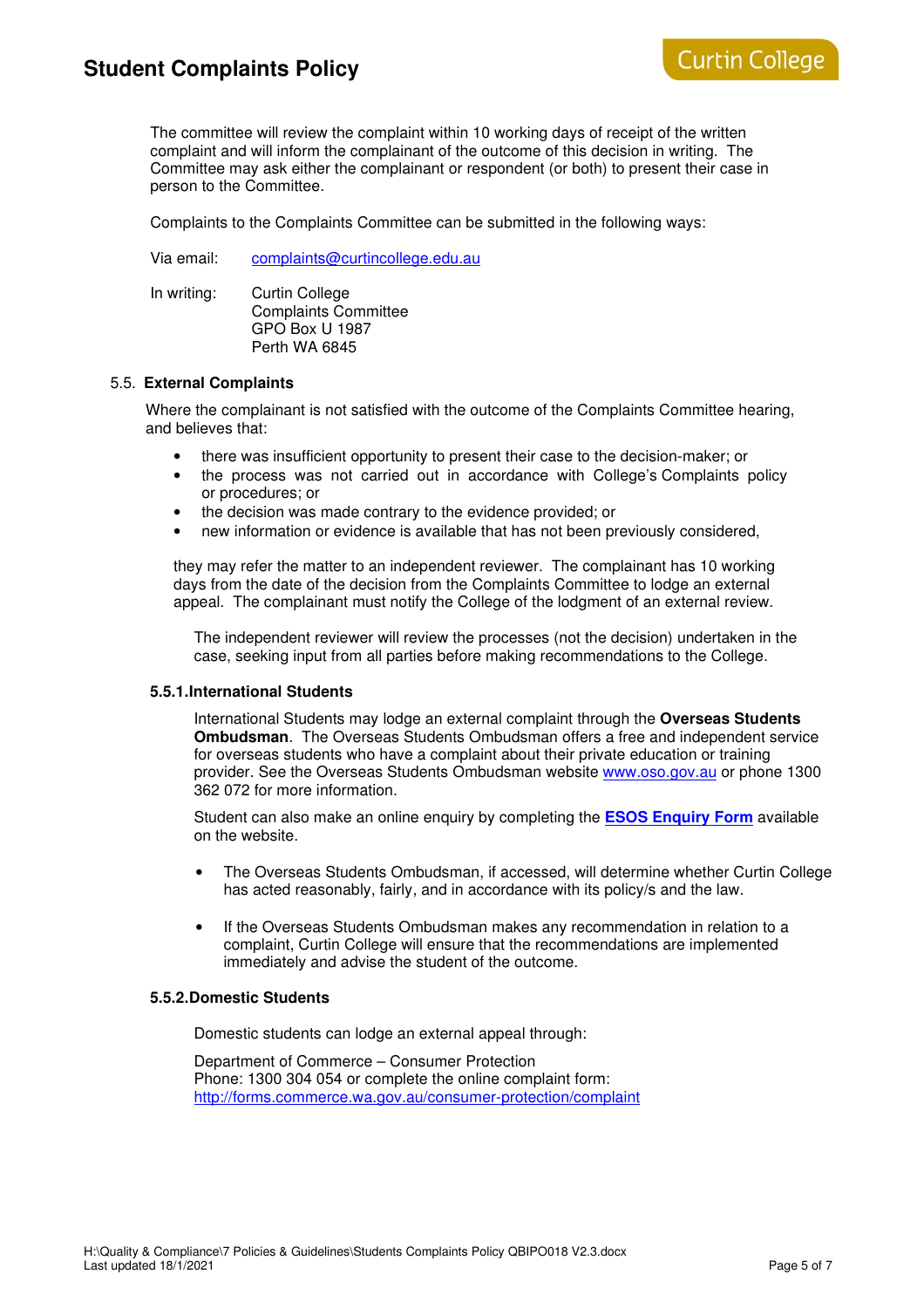The committee will review the complaint within 10 working days of receipt of the written complaint and will inform the complainant of the outcome of this decision in writing. The Committee may ask either the complainant or respondent (or both) to present their case in person to the Committee.

Complaints to the Complaints Committee can be submitted in the following ways:

Via email: complaints@curtincollege.edu.au

In writing: Curtin College
Complaints Committee
GPO Box U 1987
Perth WA 6845

### 5.5. External Complaints

Where the complainant is not satisfied with the outcome of the Complaints Committee hearing, and believes that:

- there was insufficient opportunity to present their case to the decision-maker; or
- the process was not carried out in accordance with College's Complaints policy or procedures; or
- the decision was made contrary to the evidence provided; or
- new information or evidence is available that has not been previously considered,

they may refer the matter to an independent reviewer. The complainant has 10 working days from the date of the decision from the Complaints Committee to lodge an external appeal. The complainant must notify the College of the lodgment of an external review.

The independent reviewer will review the processes (not the decision) undertaken in the case, seeking input from all parties before making recommendations to the College.

#### 5.5.1. International Students

International Students may lodge an external complaint through the **Overseas Students Ombudsman**. The Overseas Students Ombudsman offers a free and independent service for overseas students who have a complaint about their private education or training provider. See the Overseas Students Ombudsman website www.oso.gov.au or phone 1300 362 072 for more information.

Student can also make an online enquiry by completing the **ESOS Enquiry Form** available on the website.

- The Overseas Students Ombudsman, if accessed, will determine whether Curtin College has acted reasonably, fairly, and in accordance with its policy/s and the law.
- If the Overseas Students Ombudsman makes any recommendation in relation to a complaint, Curtin College will ensure that the recommendations are implemented immediately and advise the student of the outcome.

#### 5.5.2. Domestic Students

Domestic students can lodge an external appeal through:

Department of Commerce – Consumer Protection
Phone: 1300 304 054 or complete the online complaint form:
http://forms.commerce.wa.gov.au/consumer-protection/complaint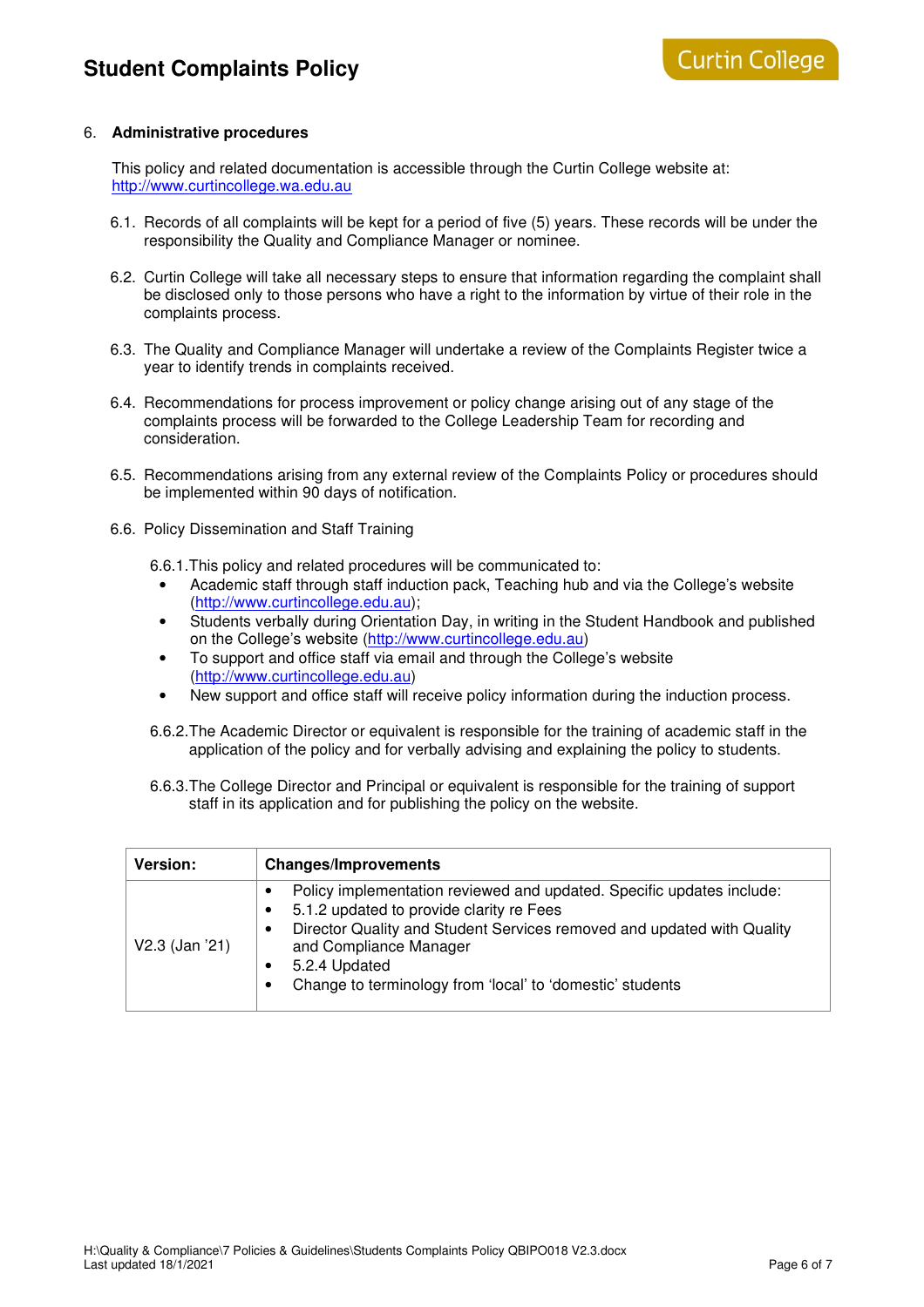6. **Administrative procedures**

This policy and related documentation is accessible through the Curtin College website at: http://www.curtincollege.wa.edu.au

6.1. Records of all complaints will be kept for a period of five (5) years. These records will be under the responsibility the Quality and Compliance Manager or nominee.

6.2. Curtin College will take all necessary steps to ensure that information regarding the complaint shall be disclosed only to those persons who have a right to the information by virtue of their role in the complaints process.

6.3. The Quality and Compliance Manager will undertake a review of the Complaints Register twice a year to identify trends in complaints received.

6.4. Recommendations for process improvement or policy change arising out of any stage of the complaints process will be forwarded to the College Leadership Team for recording and consideration.

6.5. Recommendations arising from any external review of the Complaints Policy or procedures should be implemented within 90 days of notification.

6.6. Policy Dissemination and Staff Training

6.6.1. This policy and related procedures will be communicated to:

- Academic staff through staff induction pack, Teaching hub and via the College's website (http://www.curtincollege.edu.au);
- Students verbally during Orientation Day, in writing in the Student Handbook and published on the College's website (http://www.curtincollege.edu.au)
- To support and office staff via email and through the College's website (http://www.curtincollege.edu.au)
- New support and office staff will receive policy information during the induction process.

6.6.2. The Academic Director or equivalent is responsible for the training of academic staff in the application of the policy and for verbally advising and explaining the policy to students.

6.6.3. The College Director and Principal or equivalent is responsible for the training of support staff in its application and for publishing the policy on the website.

| Version: | Changes/Improvements |
|---|---|
| V2.3 (Jan '21) | • Policy implementation reviewed and updated. Specific updates include:<br>• 5.1.2 updated to provide clarity re Fees<br>• Director Quality and Student Services removed and updated with Quality and Compliance Manager<br>• 5.2.4 Updated<br>• Change to terminology from 'local' to 'domestic' students |

H:\Quality & Compliance\7 Policies & Guidelines\Students Complaints Policy QBIPO018 V2.3.docx
Last updated 18/1/2021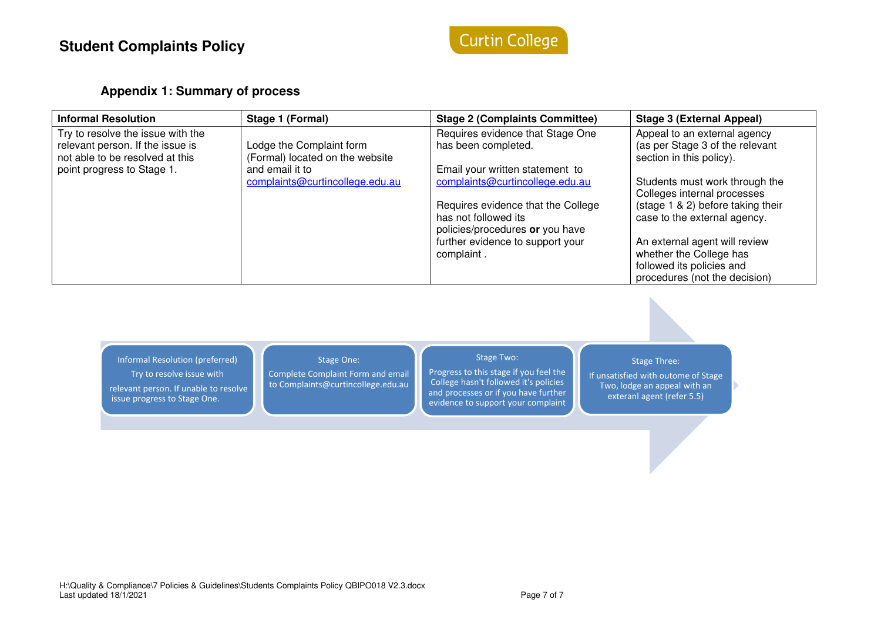## Appendix 1: Summary of process

| Informal Resolution | Stage 1 (Formal) | Stage 2 (Complaints Committee) | Stage 3 (External Appeal) |
|---|---|---|---|
| Try to resolve the issue with the relevant person. If the issue is not able to be resolved at this point progress to Stage 1. | Lodge the Complaint form (Formal) located on the website and email it to complaints@curtincollege.edu.au | Requires evidence that Stage One has been completed.<br><br>Email your written statement to complaints@curtincollege.edu.au<br><br>Requires evidence that the College has not followed its policies/procedures **or** you have further evidence to support your complaint . | Appeal to an external agency (as per Stage 3 of the relevant section in this policy).<br><br>Students must work through the Colleges internal processes (stage 1 & 2) before taking their case to the external agency.<br><br>An external agent will review whether the College has followed its policies and procedures (not the decision) |

Informal Resolution (preferred)
Try to resolve issue with relevant person. If unable to resolve issue progress to Stage One.

Stage One:
Complete Complaint Form and email to Complaints@curtincollege.edu.au

Stage Two:
Progress to this stage if you feel the College hasn't followed it's policies and processes or if you have further evidence to support your complaint

Stage Three:
If unsatisfied with outome of Stage Two, lodge an appeal with an exteranl agent (refer 5.5)

H:\Quality & Compliance\7 Policies & Guidelines\Students Complaints Policy QBIPO018 V2.3.docx
Last updated 18/1/2021